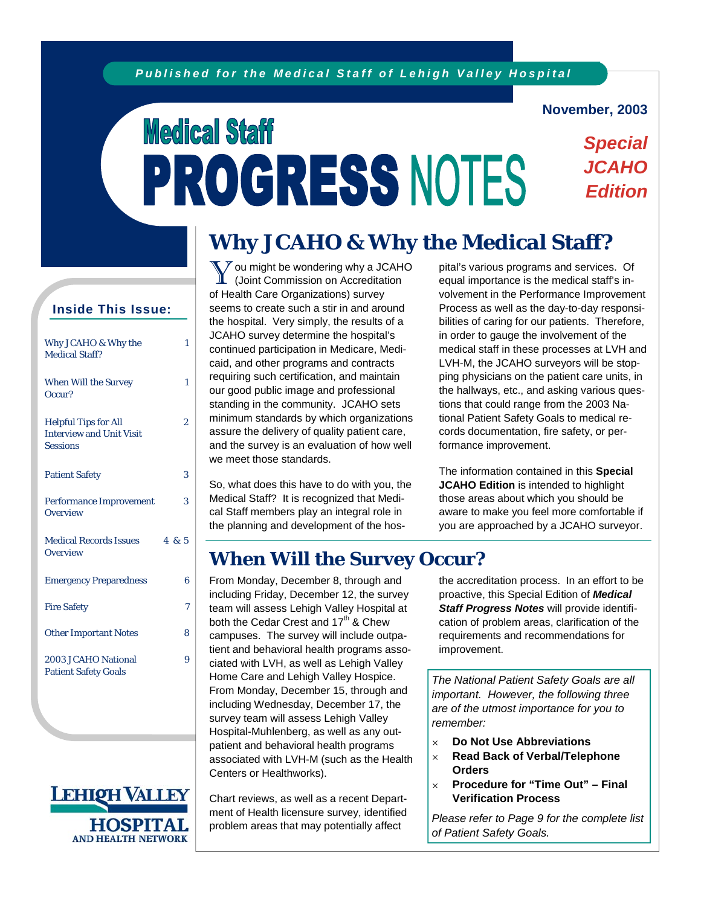*Published for the Medical Staff of Lehigh Valley Hospital*

**November, 2003**

# Medical Staff PROGRESS NOTES

***Special JCAHO Edition***

**Inside This Issue:**

| | |
|---|---|
| Why JCAHO & Why the Medical Staff? | 1 |
| When Will the Survey Occur? | 1 |
| Helpful Tips for All Interview and Unit Visit Sessions | 2 |
| Patient Safety | 3 |
| Performance Improvement Overview | 3 |
| Medical Records Issues Overview | 4 & 5 |
| Emergency Preparedness | 6 |
| Fire Safety | 7 |
| Other Important Notes | 8 |
| 2003 JCAHO National Patient Safety Goals | 9 |

LEHIGH VALLEY HOSPITAL AND HEALTH NETWORK

## Why JCAHO & Why the Medical Staff?

You might be wondering why a JCAHO (Joint Commission on Accreditation of Health Care Organizations) survey seems to create such a stir in and around the hospital. Very simply, the results of a JCAHO survey determine the hospital's continued participation in Medicare, Medicaid, and other programs and contracts requiring such certification, and maintain our good public image and professional standing in the community. JCAHO sets minimum standards by which organizations assure the delivery of quality patient care, and the survey is an evaluation of how well we meet those standards.

So, what does this have to do with you, the Medical Staff? It is recognized that Medical Staff members play an integral role in the planning and development of the hospital's various programs and services. Of equal importance is the medical staff's involvement in the Performance Improvement Process as well as the day-to-day responsibilities of caring for our patients. Therefore, in order to gauge the involvement of the medical staff in these processes at LVH and LVH-M, the JCAHO surveyors will be stopping physicians on the patient care units, in the hallways, etc., and asking various questions that could range from the 2003 National Patient Safety Goals to medical records documentation, fire safety, or performance improvement.

The information contained in this **Special JCAHO Edition** is intended to highlight those areas about which you should be aware to make you feel more comfortable if you are approached by a JCAHO surveyor.

## When Will the Survey Occur?

From Monday, December 8, through and including Friday, December 12, the survey team will assess Lehigh Valley Hospital at both the Cedar Crest and 17th & Chew campuses. The survey will include outpatient and behavioral health programs associated with LVH, as well as Lehigh Valley Home Care and Lehigh Valley Hospice. From Monday, December 15, through and including Wednesday, December 17, the survey team will assess Lehigh Valley Hospital-Muhlenberg, as well as any outpatient and behavioral health programs associated with LVH-M (such as the Health Centers or Healthworks).

Chart reviews, as well as a recent Department of Health licensure survey, identified problem areas that may potentially affect the accreditation process. In an effort to be proactive, this Special Edition of ***Medical Staff Progress Notes*** will provide identification of problem areas, clarification of the requirements and recommendations for improvement.

*The National Patient Safety Goals are all important. However, the following three are of the utmost importance for you to remember:*

- **Do Not Use Abbreviations**
- **Read Back of Verbal/Telephone Orders**
- **Procedure for "Time Out" – Final Verification Process**

*Please refer to Page 9 for the complete list of Patient Safety Goals.*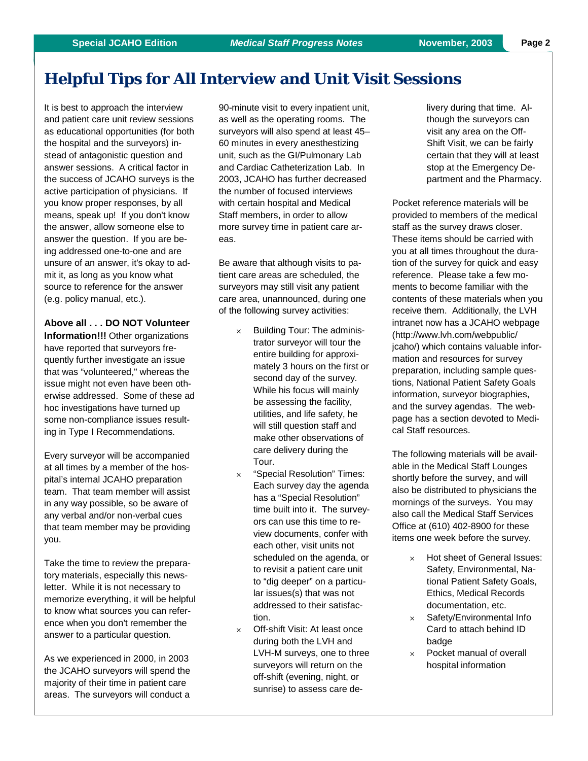# Helpful Tips for All Interview and Unit Visit Sessions

It is best to approach the interview and patient care unit review sessions as educational opportunities (for both the hospital and the surveyors) instead of antagonistic question and answer sessions. A critical factor in the success of JCAHO surveys is the active participation of physicians. If you know proper responses, by all means, speak up! If you don't know the answer, allow someone else to answer the question. If you are being addressed one-to-one and are unsure of an answer, it's okay to admit it, as long as you know what source to reference for the answer (e.g. policy manual, etc.).

**Above all . . . DO NOT Volunteer Information!!!** Other organizations have reported that surveyors frequently further investigate an issue that was "volunteered," whereas the issue might not even have been otherwise addressed. Some of these ad hoc investigations have turned up some non-compliance issues resulting in Type I Recommendations.

Every surveyor will be accompanied at all times by a member of the hospital's internal JCAHO preparation team. That team member will assist in any way possible, so be aware of any verbal and/or non-verbal cues that team member may be providing you.

Take the time to review the preparatory materials, especially this newsletter. While it is not necessary to memorize everything, it will be helpful to know what sources you can reference when you don't remember the answer to a particular question.

As we experienced in 2000, in 2003 the JCAHO surveyors will spend the majority of their time in patient care areas. The surveyors will conduct a 90-minute visit to every inpatient unit, as well as the operating rooms. The surveyors will also spend at least 45–60 minutes in every anesthetizing unit, such as the GI/Pulmonary Lab and Cardiac Catheterization Lab. In 2003, JCAHO has further decreased the number of focused interviews with certain hospital and Medical Staff members, in order to allow more survey time in patient care areas.

Be aware that although visits to patient care areas are scheduled, the surveyors may still visit any patient care area, unannounced, during one of the following survey activities:

- Building Tour: The administrator surveyor will tour the entire building for approximately 3 hours on the first or second day of the survey. While his focus will mainly be assessing the facility, utilities, and life safety, he will still question staff and make other observations of care delivery during the Tour.
- "Special Resolution" Times: Each survey day the agenda has a "Special Resolution" time built into it. The surveyors can use this time to review documents, confer with each other, visit units not scheduled on the agenda, or to revisit a patient care unit to "dig deeper" on a particular issues(s) that was not addressed to their satisfaction.
- Off-shift Visit: At least once during both the LVH and LVH-M surveys, one to three surveyors will return on the off-shift (evening, night, or sunrise) to assess care delivery during that time. Although the surveyors can visit any area on the Off-Shift Visit, we can be fairly certain that they will at least stop at the Emergency Department and the Pharmacy.

Pocket reference materials will be provided to members of the medical staff as the survey draws closer. These items should be carried with you at all times throughout the duration of the survey for quick and easy reference. Please take a few moments to become familiar with the contents of these materials when you receive them. Additionally, the LVH intranet now has a JCAHO webpage (http://www.lvh.com/webpublic/jcaho/) which contains valuable information and resources for survey preparation, including sample questions, National Patient Safety Goals information, surveyor biographies, and the survey agendas. The webpage has a section devoted to Medical Staff resources.

The following materials will be available in the Medical Staff Lounges shortly before the survey, and will also be distributed to physicians the mornings of the surveys. You may also call the Medical Staff Services Office at (610) 402-8900 for these items one week before the survey.

- Hot sheet of General Issues: Safety, Environmental, National Patient Safety Goals, Ethics, Medical Records documentation, etc.
- Safety/Environmental Info Card to attach behind ID badge
- Pocket manual of overall hospital information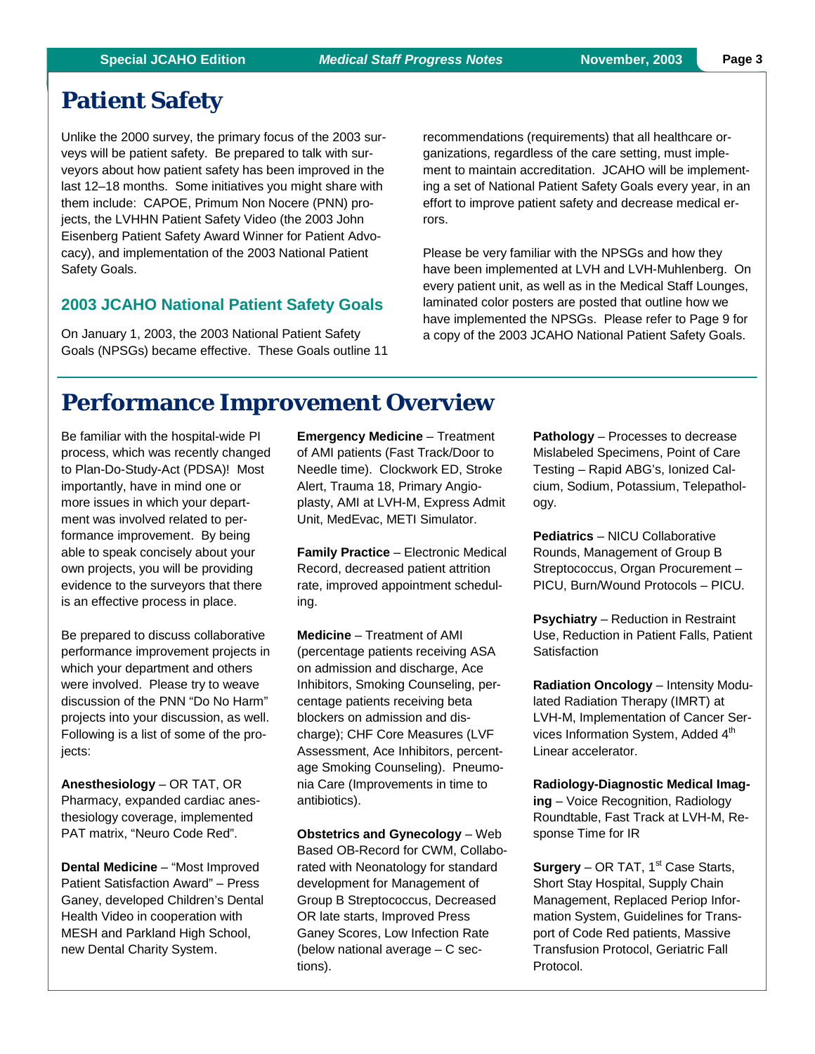# Patient Safety

Unlike the 2000 survey, the primary focus of the 2003 surveys will be patient safety. Be prepared to talk with surveyors about how patient safety has been improved in the last 12–18 months. Some initiatives you might share with them include: CAPOE, Primum Non Nocere (PNN) projects, the LVHHN Patient Safety Video (the 2003 John Eisenberg Patient Safety Award Winner for Patient Advocacy), and implementation of the 2003 National Patient Safety Goals.

## 2003 JCAHO National Patient Safety Goals

On January 1, 2003, the 2003 National Patient Safety Goals (NPSGs) became effective. These Goals outline 11 recommendations (requirements) that all healthcare organizations, regardless of the care setting, must implement to maintain accreditation. JCAHO will be implementing a set of National Patient Safety Goals every year, in an effort to improve patient safety and decrease medical errors.

Please be very familiar with the NPSGs and how they have been implemented at LVH and LVH-Muhlenberg. On every patient unit, as well as in the Medical Staff Lounges, laminated color posters are posted that outline how we have implemented the NPSGs. Please refer to Page 9 for a copy of the 2003 JCAHO National Patient Safety Goals.

# Performance Improvement Overview

Be familiar with the hospital-wide PI process, which was recently changed to Plan-Do-Study-Act (PDSA)! Most importantly, have in mind one or more issues in which your department was involved related to performance improvement. By being able to speak concisely about your own projects, you will be providing evidence to the surveyors that there is an effective process in place.

Be prepared to discuss collaborative performance improvement projects in which your department and others were involved. Please try to weave discussion of the PNN "Do No Harm" projects into your discussion, as well. Following is a list of some of the projects:

**Anesthesiology** – OR TAT, OR Pharmacy, expanded cardiac anesthesiology coverage, implemented PAT matrix, "Neuro Code Red".

**Dental Medicine** – "Most Improved Patient Satisfaction Award" – Press Ganey, developed Children's Dental Health Video in cooperation with MESH and Parkland High School, new Dental Charity System.

**Emergency Medicine** – Treatment of AMI patients (Fast Track/Door to Needle time). Clockwork ED, Stroke Alert, Trauma 18, Primary Angioplasty, AMI at LVH-M, Express Admit Unit, MedEvac, METI Simulator.

**Family Practice** – Electronic Medical Record, decreased patient attrition rate, improved appointment scheduling.

**Medicine** – Treatment of AMI (percentage patients receiving ASA on admission and discharge, Ace Inhibitors, Smoking Counseling, percentage patients receiving beta blockers on admission and discharge); CHF Core Measures (LVF Assessment, Ace Inhibitors, percentage Smoking Counseling). Pneumonia Care (Improvements in time to antibiotics).

**Obstetrics and Gynecology** – Web Based OB-Record for CWM, Collaborated with Neonatology for standard development for Management of Group B Streptococcus, Decreased OR late starts, Improved Press Ganey Scores, Low Infection Rate (below national average – C sections).

**Pathology** – Processes to decrease Mislabeled Specimens, Point of Care Testing – Rapid ABG's, Ionized Calcium, Sodium, Potassium, Telepathology.

**Pediatrics** – NICU Collaborative Rounds, Management of Group B Streptococcus, Organ Procurement – PICU, Burn/Wound Protocols – PICU.

**Psychiatry** – Reduction in Restraint Use, Reduction in Patient Falls, Patient Satisfaction

**Radiation Oncology** – Intensity Modulated Radiation Therapy (IMRT) at LVH-M, Implementation of Cancer Services Information System, Added 4th Linear accelerator.

**Radiology-Diagnostic Medical Imaging** – Voice Recognition, Radiology Roundtable, Fast Track at LVH-M, Response Time for IR

**Surgery** – OR TAT, 1st Case Starts, Short Stay Hospital, Supply Chain Management, Replaced Periop Information System, Guidelines for Transport of Code Red patients, Massive Transfusion Protocol, Geriatric Fall Protocol.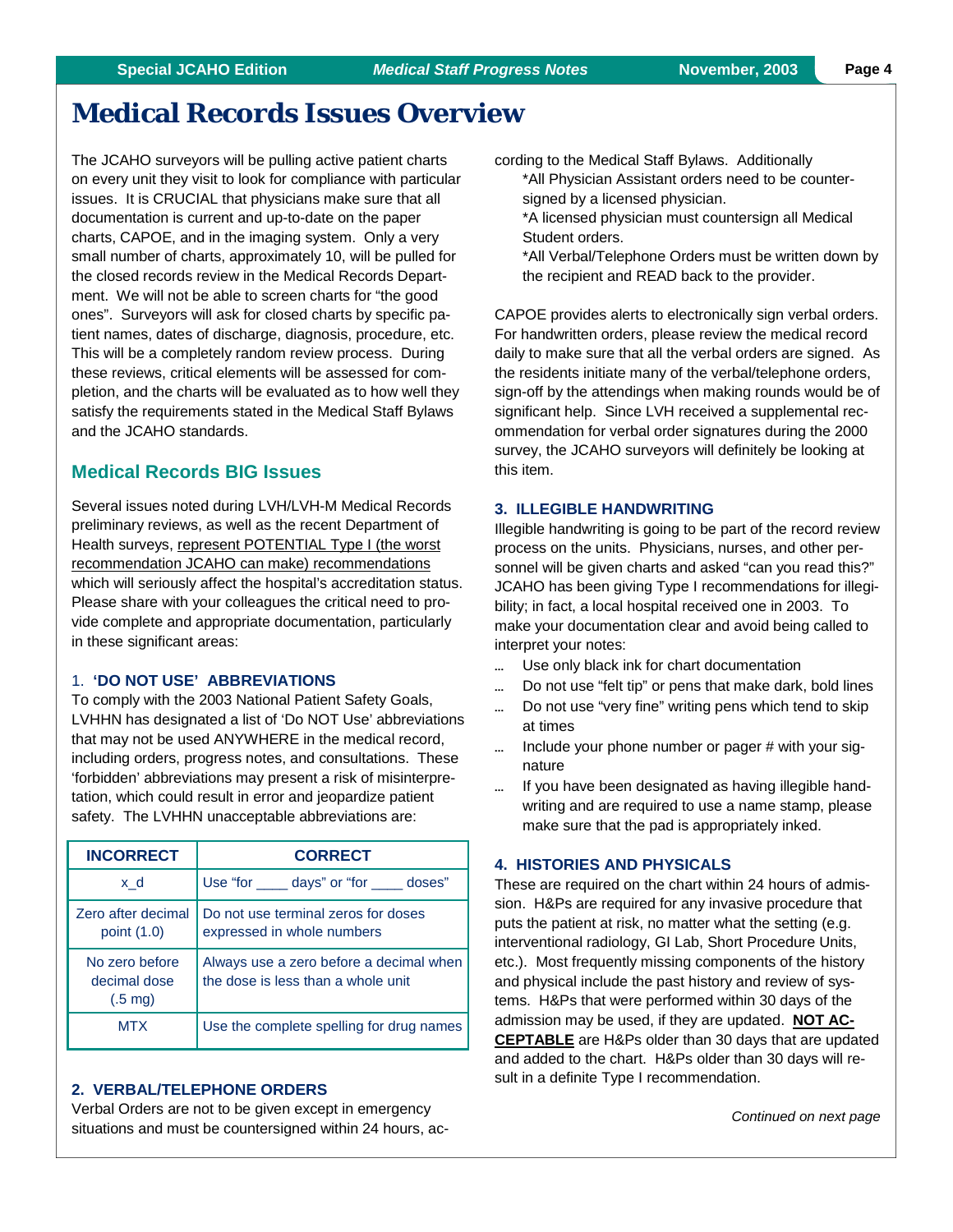# Medical Records Issues Overview

The JCAHO surveyors will be pulling active patient charts on every unit they visit to look for compliance with particular issues. It is CRUCIAL that physicians make sure that all documentation is current and up-to-date on the paper charts, CAPOE, and in the imaging system. Only a very small number of charts, approximately 10, will be pulled for the closed records review in the Medical Records Department. We will not be able to screen charts for "the good ones". Surveyors will ask for closed charts by specific patient names, dates of discharge, diagnosis, procedure, etc. This will be a completely random review process. During these reviews, critical elements will be assessed for completion, and the charts will be evaluated as to how well they satisfy the requirements stated in the Medical Staff Bylaws and the JCAHO standards.

## Medical Records BIG Issues

Several issues noted during LVH/LVH-M Medical Records preliminary reviews, as well as the recent Department of Health surveys, represent POTENTIAL Type I (the worst recommendation JCAHO can make) recommendations which will seriously affect the hospital's accreditation status. Please share with your colleagues the critical need to provide complete and appropriate documentation, particularly in these significant areas:

### 1. 'DO NOT USE' ABBREVIATIONS

To comply with the 2003 National Patient Safety Goals, LVHHN has designated a list of 'Do NOT Use' abbreviations that may not be used ANYWHERE in the medical record, including orders, progress notes, and consultations. These 'forbidden' abbreviations may present a risk of misinterpretation, which could result in error and jeopardize patient safety. The LVHHN unacceptable abbreviations are:

| INCORRECT | CORRECT |
|---|---|
| x_d | Use "for ____ days" or "for ____ doses" |
| Zero after decimal point (1.0) | Do not use terminal zeros for doses expressed in whole numbers |
| No zero before decimal dose (.5 mg) | Always use a zero before a decimal when the dose is less than a whole unit |
| MTX | Use the complete spelling for drug names |

### 2. VERBAL/TELEPHONE ORDERS

Verbal Orders are not to be given except in emergency situations and must be countersigned within 24 hours, according to the Medical Staff Bylaws. Additionally

*All Physician Assistant orders need to be countersigned by a licensed physician.

*A licensed physician must countersign all Medical Student orders.

*All Verbal/Telephone Orders must be written down by the recipient and READ back to the provider.

CAPOE provides alerts to electronically sign verbal orders. For handwritten orders, please review the medical record daily to make sure that all the verbal orders are signed. As the residents initiate many of the verbal/telephone orders, sign-off by the attendings when making rounds would be of significant help. Since LVH received a supplemental recommendation for verbal order signatures during the 2000 survey, the JCAHO surveyors will definitely be looking at this item.

### 3. ILLEGIBLE HANDWRITING

Illegible handwriting is going to be part of the record review process on the units. Physicians, nurses, and other personnel will be given charts and asked "can you read this?" JCAHO has been giving Type I recommendations for illegibility; in fact, a local hospital received one in 2003. To make your documentation clear and avoid being called to interpret your notes:

- Use only black ink for chart documentation
- Do not use "felt tip" or pens that make dark, bold lines
- Do not use "very fine" writing pens which tend to skip at times
- Include your phone number or pager # with your signature
- If you have been designated as having illegible handwriting and are required to use a name stamp, please make sure that the pad is appropriately inked.

### 4. HISTORIES AND PHYSICALS

These are required on the chart within 24 hours of admission. H&Ps are required for any invasive procedure that puts the patient at risk, no matter what the setting (e.g. interventional radiology, GI Lab, Short Procedure Units, etc.). Most frequently missing components of the history and physical include the past history and review of systems. H&Ps that were performed within 30 days of the admission may be used, if they are updated. **NOT ACCEPTABLE** are H&Ps older than 30 days that are updated and added to the chart. H&Ps older than 30 days will result in a definite Type I recommendation.

*Continued on next page*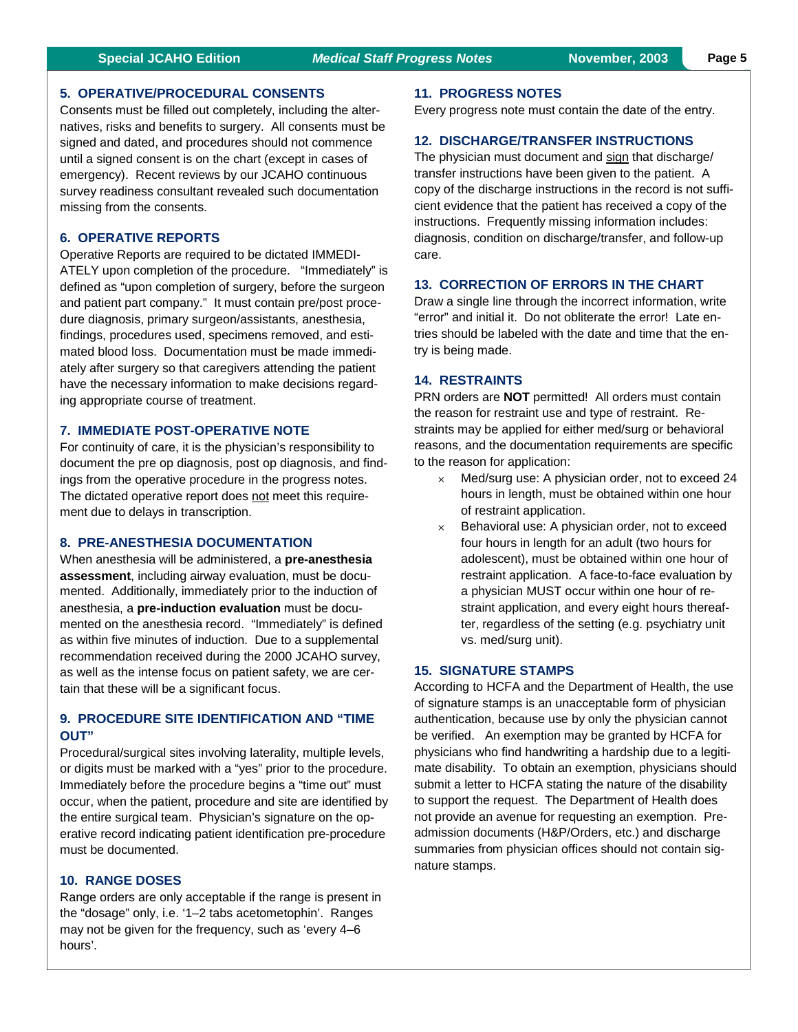### 5. OPERATIVE/PROCEDURAL CONSENTS

Consents must be filled out completely, including the alternatives, risks and benefits to surgery. All consents must be signed and dated, and procedures should not commence until a signed consent is on the chart (except in cases of emergency). Recent reviews by our JCAHO continuous survey readiness consultant revealed such documentation missing from the consents.

### 6. OPERATIVE REPORTS

Operative Reports are required to be dictated IMMEDIATELY upon completion of the procedure. "Immediately" is defined as "upon completion of surgery, before the surgeon and patient part company." It must contain pre/post procedure diagnosis, primary surgeon/assistants, anesthesia, findings, procedures used, specimens removed, and estimated blood loss. Documentation must be made immediately after surgery so that caregivers attending the patient have the necessary information to make decisions regarding appropriate course of treatment.

### 7. IMMEDIATE POST-OPERATIVE NOTE

For continuity of care, it is the physician's responsibility to document the pre op diagnosis, post op diagnosis, and findings from the operative procedure in the progress notes. The dictated operative report does not meet this requirement due to delays in transcription.

### 8. PRE-ANESTHESIA DOCUMENTATION

When anesthesia will be administered, a **pre-anesthesia assessment**, including airway evaluation, must be documented. Additionally, immediately prior to the induction of anesthesia, a **pre-induction evaluation** must be documented on the anesthesia record. "Immediately" is defined as within five minutes of induction. Due to a supplemental recommendation received during the 2000 JCAHO survey, as well as the intense focus on patient safety, we are certain that these will be a significant focus.

### 9. PROCEDURE SITE IDENTIFICATION AND "TIME OUT"

Procedural/surgical sites involving laterality, multiple levels, or digits must be marked with a "yes" prior to the procedure. Immediately before the procedure begins a "time out" must occur, when the patient, procedure and site are identified by the entire surgical team. Physician's signature on the operative record indicating patient identification pre-procedure must be documented.

### 10. RANGE DOSES

Range orders are only acceptable if the range is present in the "dosage" only, i.e. '1–2 tabs acetometophin'. Ranges may not be given for the frequency, such as 'every 4–6 hours'.

### 11. PROGRESS NOTES

Every progress note must contain the date of the entry.

### 12. DISCHARGE/TRANSFER INSTRUCTIONS

The physician must document and sign that discharge/transfer instructions have been given to the patient. A copy of the discharge instructions in the record is not sufficient evidence that the patient has received a copy of the instructions. Frequently missing information includes: diagnosis, condition on discharge/transfer, and follow-up care.

### 13. CORRECTION OF ERRORS IN THE CHART

Draw a single line through the incorrect information, write "error" and initial it. Do not obliterate the error! Late entries should be labeled with the date and time that the entry is being made.

### 14. RESTRAINTS

PRN orders are **NOT** permitted! All orders must contain the reason for restraint use and type of restraint. Restraints may be applied for either med/surg or behavioral reasons, and the documentation requirements are specific to the reason for application:

- Med/surg use: A physician order, not to exceed 24 hours in length, must be obtained within one hour of restraint application.
- Behavioral use: A physician order, not to exceed four hours in length for an adult (two hours for adolescent), must be obtained within one hour of restraint application. A face-to-face evaluation by a physician MUST occur within one hour of restraint application, and every eight hours thereafter, regardless of the setting (e.g. psychiatry unit vs. med/surg unit).

### 15. SIGNATURE STAMPS

According to HCFA and the Department of Health, the use of signature stamps is an unacceptable form of physician authentication, because use by only the physician cannot be verified. An exemption may be granted by HCFA for physicians who find handwriting a hardship due to a legitimate disability. To obtain an exemption, physicians should submit a letter to HCFA stating the nature of the disability to support the request. The Department of Health does not provide an avenue for requesting an exemption. Preadmission documents (H&P/Orders, etc.) and discharge summaries from physician offices should not contain signature stamps.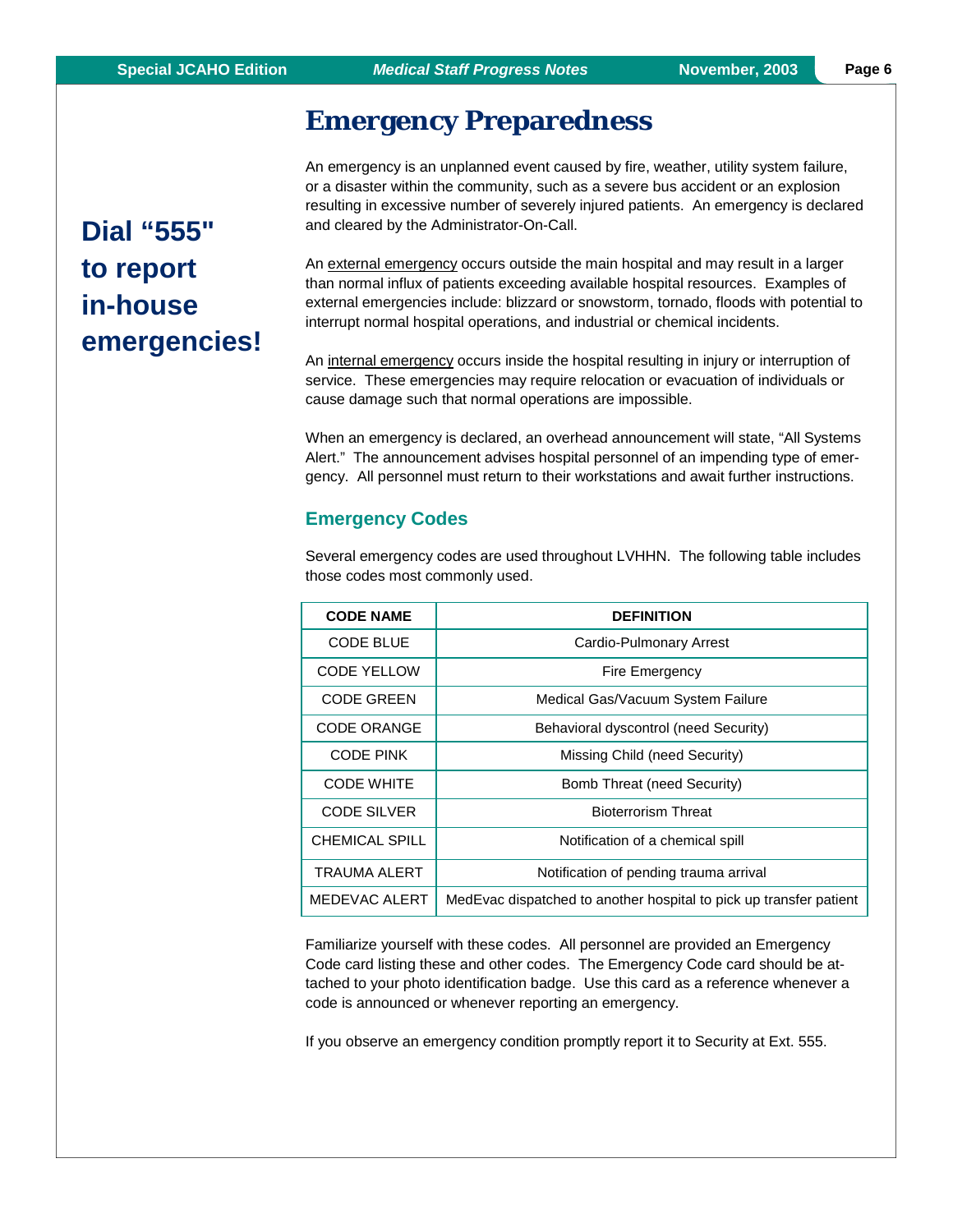# Emergency Preparedness

**Dial "555" to report in-house emergencies!**

An emergency is an unplanned event caused by fire, weather, utility system failure, or a disaster within the community, such as a severe bus accident or an explosion resulting in excessive number of severely injured patients. An emergency is declared and cleared by the Administrator-On-Call.

An external emergency occurs outside the main hospital and may result in a larger than normal influx of patients exceeding available hospital resources. Examples of external emergencies include: blizzard or snowstorm, tornado, floods with potential to interrupt normal hospital operations, and industrial or chemical incidents.

An internal emergency occurs inside the hospital resulting in injury or interruption of service. These emergencies may require relocation or evacuation of individuals or cause damage such that normal operations are impossible.

When an emergency is declared, an overhead announcement will state, "All Systems Alert." The announcement advises hospital personnel of an impending type of emergency. All personnel must return to their workstations and await further instructions.

## Emergency Codes

Several emergency codes are used throughout LVHHN. The following table includes those codes most commonly used.

| CODE NAME | DEFINITION |
|---|---|
| CODE BLUE | Cardio-Pulmonary Arrest |
| CODE YELLOW | Fire Emergency |
| CODE GREEN | Medical Gas/Vacuum System Failure |
| CODE ORANGE | Behavioral dyscontrol (need Security) |
| CODE PINK | Missing Child (need Security) |
| CODE WHITE | Bomb Threat (need Security) |
| CODE SILVER | Bioterrorism Threat |
| CHEMICAL SPILL | Notification of a chemical spill |
| TRAUMA ALERT | Notification of pending trauma arrival |
| MEDEVAC ALERT | MedEvac dispatched to another hospital to pick up transfer patient |

Familiarize yourself with these codes. All personnel are provided an Emergency Code card listing these and other codes. The Emergency Code card should be attached to your photo identification badge. Use this card as a reference whenever a code is announced or whenever reporting an emergency.

If you observe an emergency condition promptly report it to Security at Ext. 555.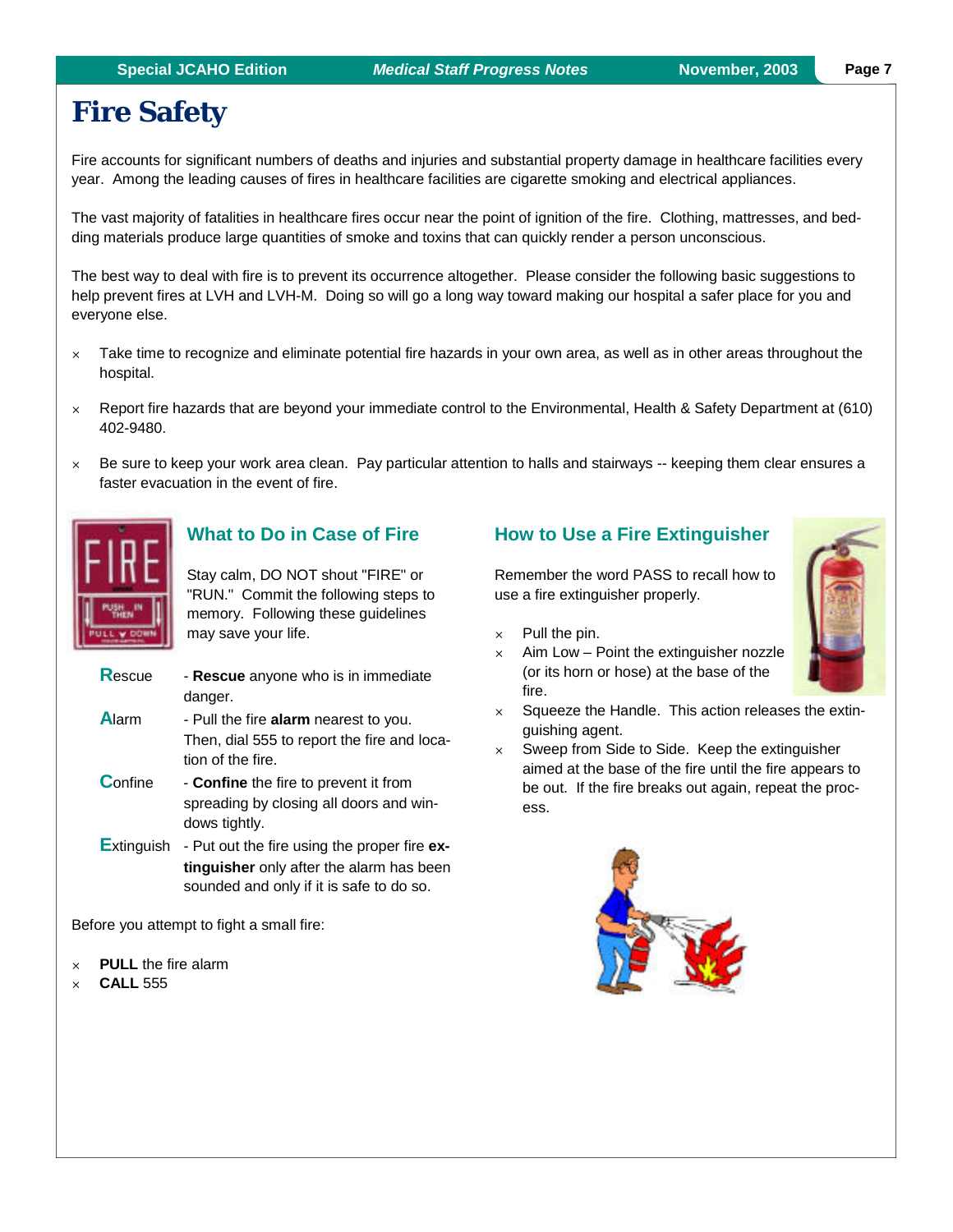# Fire Safety

Fire accounts for significant numbers of deaths and injuries and substantial property damage in healthcare facilities every year. Among the leading causes of fires in healthcare facilities are cigarette smoking and electrical appliances.

The vast majority of fatalities in healthcare fires occur near the point of ignition of the fire. Clothing, mattresses, and bedding materials produce large quantities of smoke and toxins that can quickly render a person unconscious.

The best way to deal with fire is to prevent its occurrence altogether. Please consider the following basic suggestions to help prevent fires at LVH and LVH-M. Doing so will go a long way toward making our hospital a safer place for you and everyone else.

- Take time to recognize and eliminate potential fire hazards in your own area, as well as in other areas throughout the hospital.
- Report fire hazards that are beyond your immediate control to the Environmental, Health & Safety Department at (610) 402-9480.
- Be sure to keep your work area clean. Pay particular attention to halls and stairways -- keeping them clear ensures a faster evacuation in the event of fire.

## What to Do in Case of Fire

Stay calm, DO NOT shout "FIRE" or "RUN." Commit the following steps to memory. Following these guidelines may save your life.

**R**escue - **Rescue** anyone who is in immediate danger.

**A**larm - Pull the fire **alarm** nearest to you. Then, dial 555 to report the fire and location of the fire.

**C**onfine - **Confine** the fire to prevent it from spreading by closing all doors and windows tightly.

**E**xtinguish - Put out the fire using the proper fire **extinguisher** only after the alarm has been sounded and only if it is safe to do so.

Before you attempt to fight a small fire:

- **PULL** the fire alarm
- **CALL** 555

## How to Use a Fire Extinguisher

Remember the word PASS to recall how to use a fire extinguisher properly.

- Pull the pin.
- Aim Low – Point the extinguisher nozzle (or its horn or hose) at the base of the fire.
- Squeeze the Handle. This action releases the extinguishing agent.
- Sweep from Side to Side. Keep the extinguisher aimed at the base of the fire until the fire appears to be out. If the fire breaks out again, repeat the process.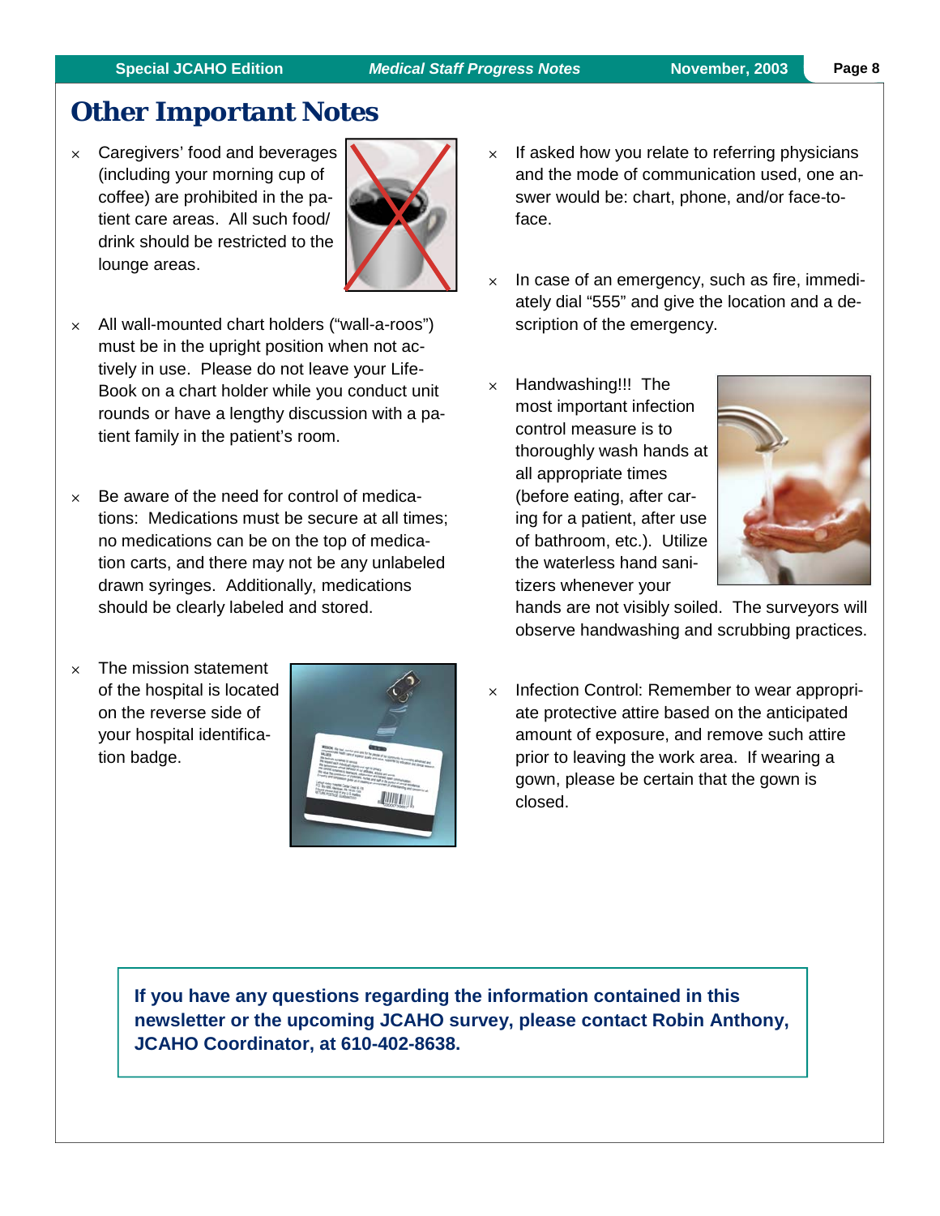# Other Important Notes

- Caregivers' food and beverages (including your morning cup of coffee) are prohibited in the patient care areas. All such food/drink should be restricted to the lounge areas.

- All wall-mounted chart holders ("wall-a-roos") must be in the upright position when not actively in use. Please do not leave your Life-Book on a chart holder while you conduct unit rounds or have a lengthy discussion with a patient family in the patient's room.

- Be aware of the need for control of medications: Medications must be secure at all times; no medications can be on the top of medication carts, and there may not be any unlabeled drawn syringes. Additionally, medications should be clearly labeled and stored.

- The mission statement of the hospital is located on the reverse side of your hospital identification badge.

- If asked how you relate to referring physicians and the mode of communication used, one answer would be: chart, phone, and/or face-to-face.

- In case of an emergency, such as fire, immediately dial "555" and give the location and a description of the emergency.

- Handwashing!!! The most important infection control measure is to thoroughly wash hands at all appropriate times (before eating, after caring for a patient, after use of bathroom, etc.). Utilize the waterless hand sanitizers whenever your hands are not visibly soiled. The surveyors will observe handwashing and scrubbing practices.

- Infection Control: Remember to wear appropriate protective attire based on the anticipated amount of exposure, and remove such attire prior to leaving the work area. If wearing a gown, please be certain that the gown is closed.

**If you have any questions regarding the information contained in this newsletter or the upcoming JCAHO survey, please contact Robin Anthony, JCAHO Coordinator, at 610-402-8638.**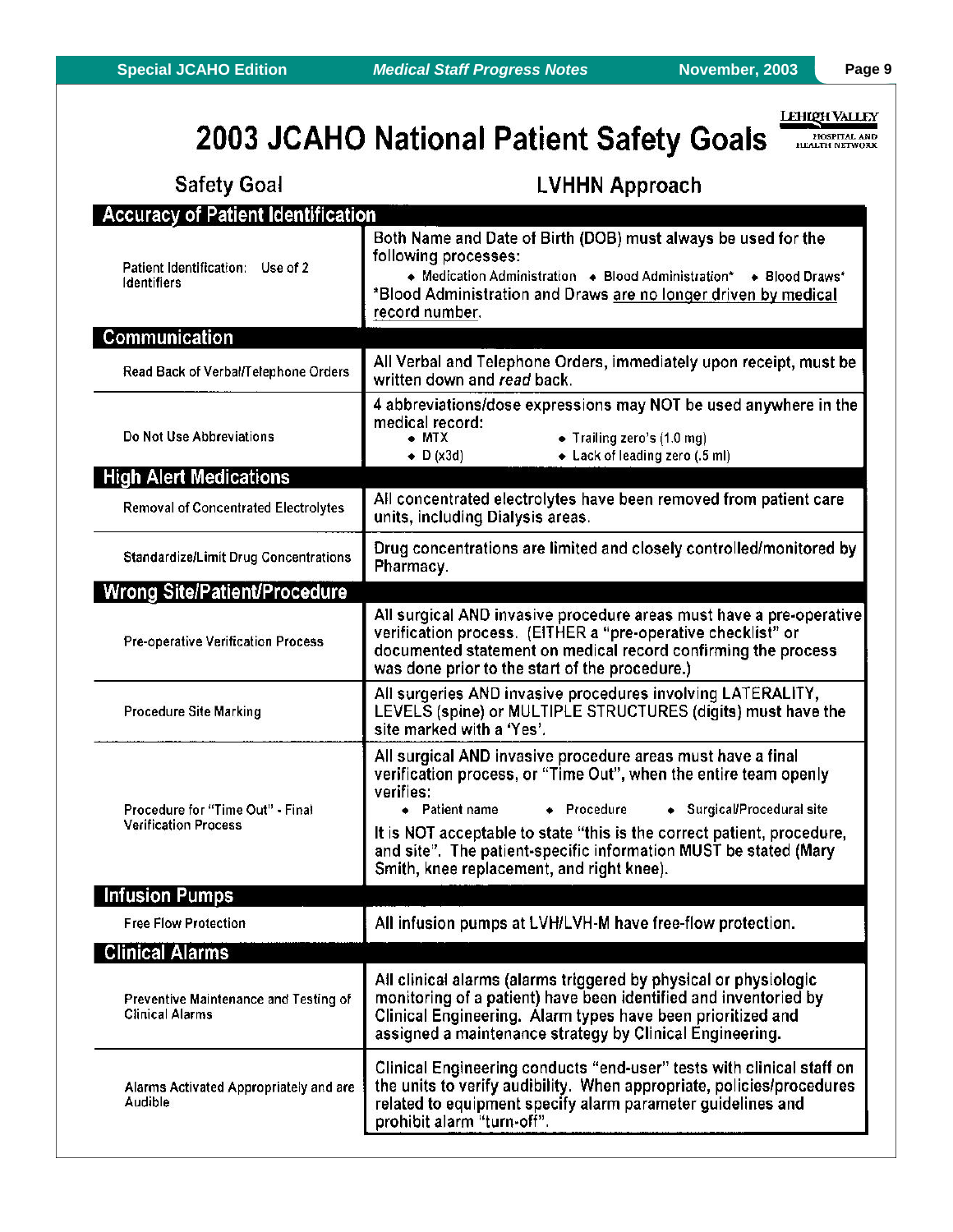# 2003 JCAHO National Patient Safety Goals

LEHIGH VALLEY HOSPITAL AND HEALTH NETWORK

| Safety Goal | LVHHN Approach |
|---|---|
| **Accuracy of Patient Identification** | |
| Patient Identification: Use of 2 Identifiers | Both Name and Date of Birth (DOB) must always be used for the following processes: ◆ Medication Administration ◆ Blood Administration* ◆ Blood Draws* *Blood Administration and Draws are no longer driven by medical record number. |
| **Communication** | |
| Read Back of Verbal/Telephone Orders | All Verbal and Telephone Orders, immediately upon receipt, must be written down and *read* back. |
| Do Not Use Abbreviations | 4 abbreviations/dose expressions may NOT be used anywhere in the medical record: ◆ MTX ◆ Trailing zero's (1.0 mg) ◆ D (x3d) ◆ Lack of leading zero (.5 ml) |
| **High Alert Medications** | |
| Removal of Concentrated Electrolytes | All concentrated electrolytes have been removed from patient care units, including Dialysis areas. |
| Standardize/Limit Drug Concentrations | Drug concentrations are limited and closely controlled/monitored by Pharmacy. |
| **Wrong Site/Patient/Procedure** | |
| Pre-operative Verification Process | All surgical AND invasive procedure areas must have a pre-operative verification process. (EITHER a "pre-operative checklist" or documented statement on medical record confirming the process was done prior to the start of the procedure.) |
| Procedure Site Marking | All surgeries AND invasive procedures involving LATERALITY, LEVELS (spine) or MULTIPLE STRUCTURES (digits) must have the site marked with a 'Yes'. |
| Procedure for "Time Out" - Final Verification Process | All surgical AND invasive procedure areas must have a final verification process, or "Time Out", when the entire team openly verifies: ◆ Patient name ◆ Procedure ◆ Surgical/Procedural site It is NOT acceptable to state "this is the correct patient, procedure, and site". The patient-specific information MUST be stated (Mary Smith, knee replacement, and right knee). |
| **Infusion Pumps** | |
| Free Flow Protection | All infusion pumps at LVH/LVH-M have free-flow protection. |
| **Clinical Alarms** | |
| Preventive Maintenance and Testing of Clinical Alarms | All clinical alarms (alarms triggered by physical or physiologic monitoring of a patient) have been identified and inventoried by Clinical Engineering. Alarm types have been prioritized and assigned a maintenance strategy by Clinical Engineering. |
| Alarms Activated Appropriately and are Audible | Clinical Engineering conducts "end-user" tests with clinical staff on the units to verify audibility. When appropriate, policies/procedures related to equipment specify alarm parameter guidelines and prohibit alarm "turn-off". |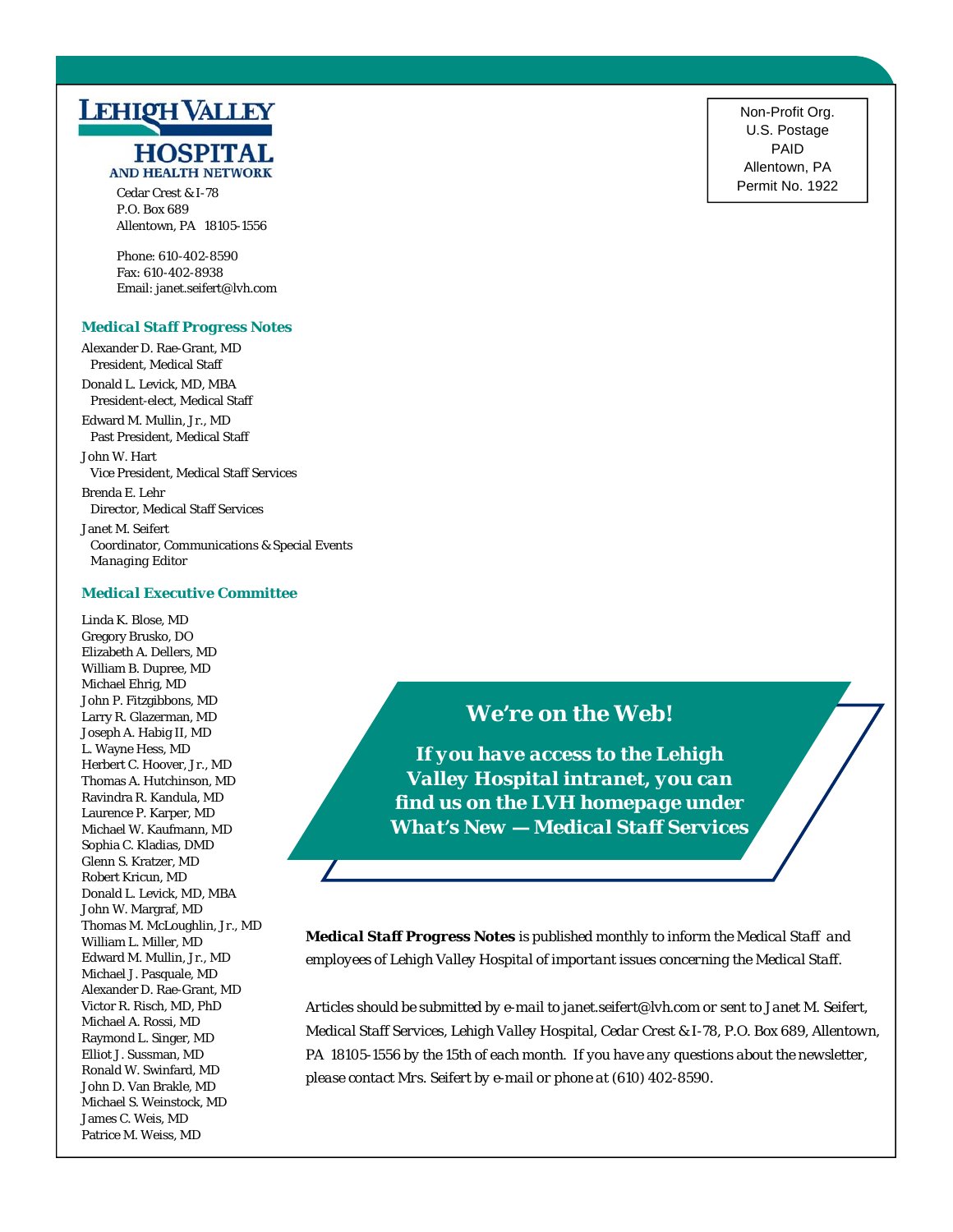**LEHIGH VALLEY HOSPITAL AND HEALTH NETWORK**

Cedar Crest & I-78
P.O. Box 689
Allentown, PA 18105-1556

Phone: 610-402-8590
Fax: 610-402-8938
Email: janet.seifert@lvh.com

Non-Profit Org.
U.S. Postage
PAID
Allentown, PA
Permit No. 1922

### Medical Staff Progress Notes

Alexander D. Rae-Grant, MD
President, Medical Staff

Donald L. Levick, MD, MBA
President-elect, Medical Staff

Edward M. Mullin, Jr., MD
Past President, Medical Staff

John W. Hart
Vice President, Medical Staff Services

Brenda E. Lehr
Director, Medical Staff Services

Janet M. Seifert
Coordinator, Communications & Special Events
*Managing Editor*

### Medical Executive Committee

Linda K. Blose, MD
Gregory Brusko, DO
Elizabeth A. Dellers, MD
William B. Dupree, MD
Michael Ehrig, MD
John P. Fitzgibbons, MD
Larry R. Glazerman, MD
Joseph A. Habig II, MD
L. Wayne Hess, MD
Herbert C. Hoover, Jr., MD
Thomas A. Hutchinson, MD
Ravindra R. Kandula, MD
Laurence P. Karper, MD
Michael W. Kaufmann, MD
Sophia C. Kladias, DMD
Glenn S. Kratzer, MD
Robert Kricun, MD
Donald L. Levick, MD, MBA
John W. Margraf, MD
Thomas M. McLoughlin, Jr., MD
William L. Miller, MD
Edward M. Mullin, Jr., MD
Michael J. Pasquale, MD
Alexander D. Rae-Grant, MD
Victor R. Risch, MD, PhD
Michael A. Rossi, MD
Raymond L. Singer, MD
Elliot J. Sussman, MD
Ronald W. Swinfard, MD
John D. Van Brakle, MD
Michael S. Weinstock, MD
James C. Weis, MD
Patrice M. Weiss, MD

## We're on the Web!

**If you have access to the Lehigh Valley Hospital intranet, you can find us on the LVH homepage under What's New — Medical Staff Services**

**Medical Staff Progress Notes** is published monthly to inform the Medical Staff and employees of Lehigh Valley Hospital of important issues concerning the Medical Staff.

Articles should be submitted by e-mail to janet.seifert@lvh.com or sent to Janet M. Seifert, Medical Staff Services, Lehigh Valley Hospital, Cedar Crest & I-78, P.O. Box 689, Allentown, PA 18105-1556 by the 15th of each month. If you have any questions about the newsletter, please contact Mrs. Seifert by e-mail or phone at (610) 402-8590.